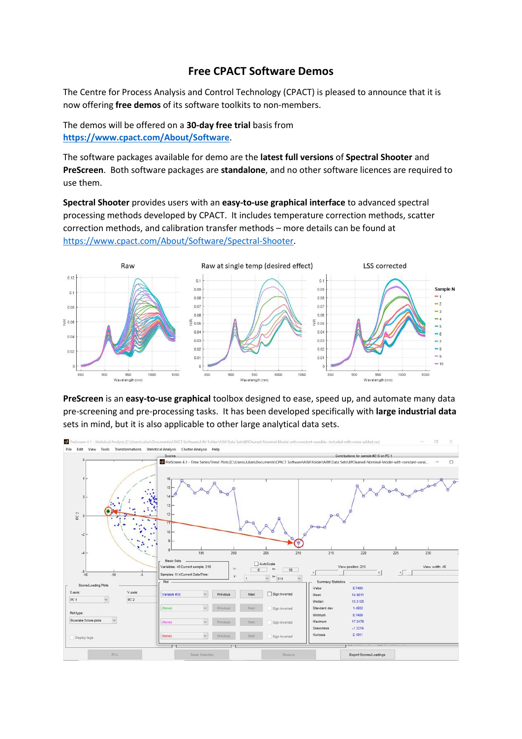# Free CPACT Software Demos

The Centre for Process Analysis and Control Technology (CPACT) is pleased to announce that it is now offering **free demos** of its software toolkits to non-members.

The demos will be offered on a **30-day free trial** basis from **https://www.cpact.com/About/Software**.

The software packages available for demo are the **latest full versions** of **Spectral Shooter** and **PreScreen**. Both software packages are **standalone**, and no other software licences are required to use them.

**Spectral Shooter** provides users with an **easy-to-use graphical interface** to advanced spectral processing methods developed by CPACT. It includes temperature correction methods, scatter correction methods, and calibration transfer methods – more details can be found at https://www.cpact.com/About/Software/Spectral-Shooter.

**PreScreen** is an **easy-to-use graphical** toolbox designed to ease, speed up, and automate many data pre-screening and pre-processing tasks. It has been developed specifically with **large industrial data** sets in mind, but it is also applicable to other large analytical data sets.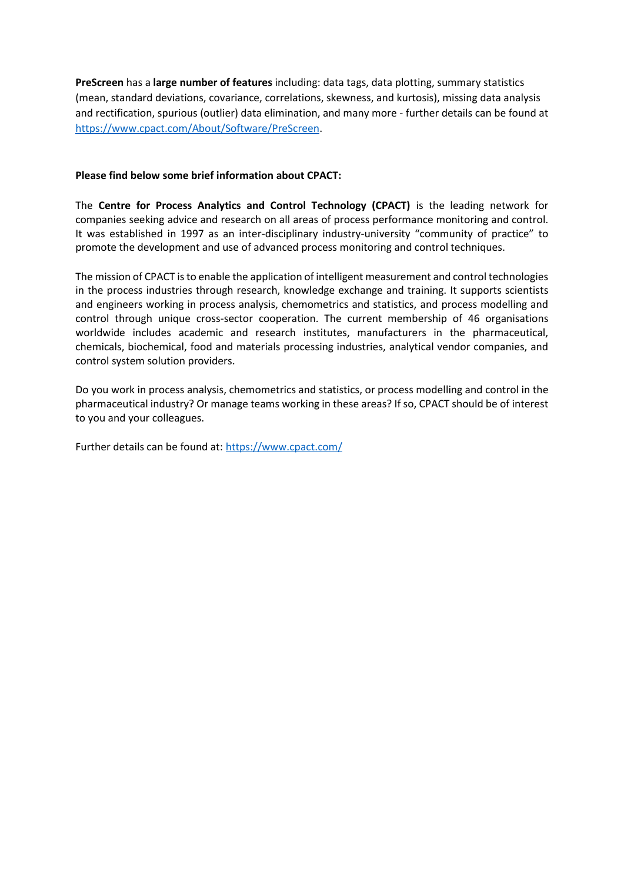**PreScreen** has a **large number of features** including: data tags, data plotting, summary statistics (mean, standard deviations, covariance, correlations, skewness, and kurtosis), missing data analysis and rectification, spurious (outlier) data elimination, and many more - further details can be found at https://www.cpact.com/About/Software/PreScreen.

**Please find below some brief information about CPACT:**

The **Centre for Process Analytics and Control Technology (CPACT)** is the leading network for companies seeking advice and research on all areas of process performance monitoring and control. It was established in 1997 as an inter-disciplinary industry-university "community of practice" to promote the development and use of advanced process monitoring and control techniques.

The mission of CPACT is to enable the application of intelligent measurement and control technologies in the process industries through research, knowledge exchange and training. It supports scientists and engineers working in process analysis, chemometrics and statistics, and process modelling and control through unique cross-sector cooperation. The current membership of 46 organisations worldwide includes academic and research institutes, manufacturers in the pharmaceutical, chemicals, biochemical, food and materials processing industries, analytical vendor companies, and control system solution providers.

Do you work in process analysis, chemometrics and statistics, or process modelling and control in the pharmaceutical industry? Or manage teams working in these areas? If so, CPACT should be of interest to you and your colleagues.

Further details can be found at: https://www.cpact.com/